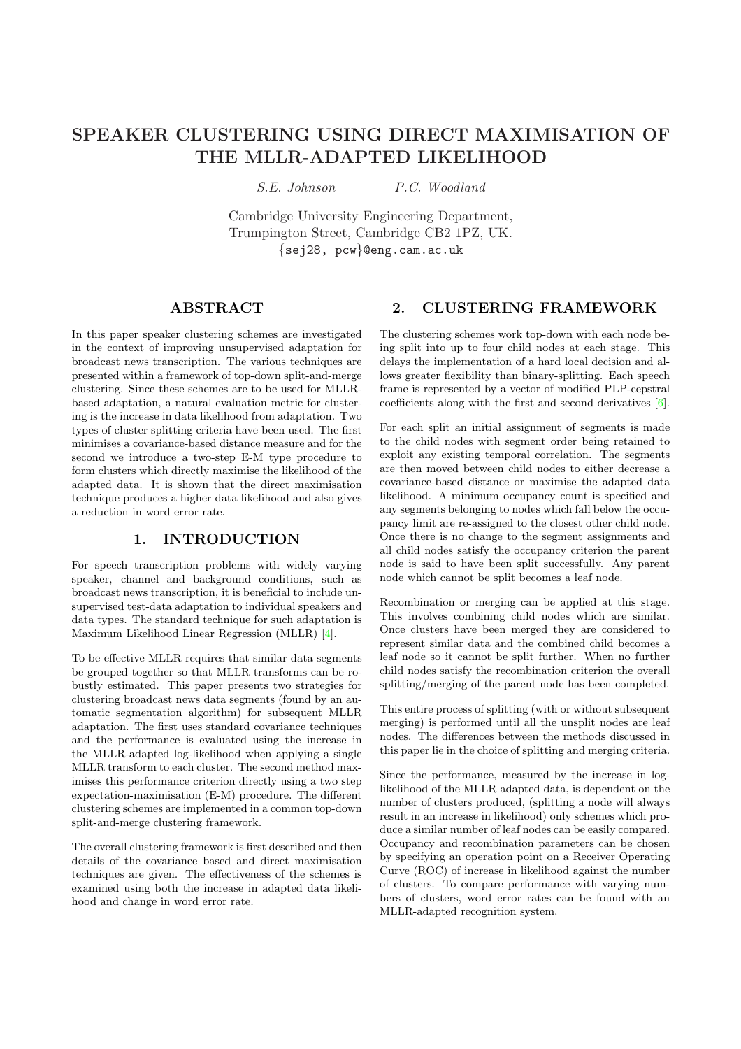# SPEAKER CLUSTERING USING DIRECT MAXIMISATION OF THE MLLR-ADAPTED LIKELIHOOD

*S.E. Johnson* *P.C. Woodland*

Cambridge University Engineering Department,
Trumpington Street, Cambridge CB2 1PZ, UK.
{sej28, pcw}@eng.cam.ac.uk

## ABSTRACT

In this paper speaker clustering schemes are investigated in the context of improving unsupervised adaptation for broadcast news transcription. The various techniques are presented within a framework of top-down split-and-merge clustering. Since these schemes are to be used for MLLR-based adaptation, a natural evaluation metric for clustering is the increase in data likelihood from adaptation. Two types of cluster splitting criteria have been used. The first minimises a covariance-based distance measure and for the second we introduce a two-step E-M type procedure to form clusters which directly maximise the likelihood of the adapted data. It is shown that the direct maximisation technique produces a higher data likelihood and also gives a reduction in word error rate.

## 1. INTRODUCTION

For speech transcription problems with widely varying speaker, channel and background conditions, such as broadcast news transcription, it is beneficial to include unsupervised test-data adaptation to individual speakers and data types. The standard technique for such adaptation is Maximum Likelihood Linear Regression (MLLR) [4].

To be effective MLLR requires that similar data segments be grouped together so that MLLR transforms can be robustly estimated. This paper presents two strategies for clustering broadcast news data segments (found by an automatic segmentation algorithm) for subsequent MLLR adaptation. The first uses standard covariance techniques and the performance is evaluated using the increase in the MLLR-adapted log-likelihood when applying a single MLLR transform to each cluster. The second method maximises this performance criterion directly using a two step expectation-maximisation (E-M) procedure. The different clustering schemes are implemented in a common top-down split-and-merge clustering framework.

The overall clustering framework is first described and then details of the covariance based and direct maximisation techniques are given. The effectiveness of the schemes is examined using both the increase in adapted data likelihood and change in word error rate.

## 2. CLUSTERING FRAMEWORK

The clustering schemes work top-down with each node being split into up to four child nodes at each stage. This delays the implementation of a hard local decision and allows greater flexibility than binary-splitting. Each speech frame is represented by a vector of modified PLP-cepstral coefficients along with the first and second derivatives [6].

For each split an initial assignment of segments is made to the child nodes with segment order being retained to exploit any existing temporal correlation. The segments are then moved between child nodes to either decrease a covariance-based distance or maximise the adapted data likelihood. A minimum occupancy count is specified and any segments belonging to nodes which fall below the occupancy limit are re-assigned to the closest other child node. Once there is no change to the segment assignments and all child nodes satisfy the occupancy criterion the parent node is said to have been split successfully. Any parent node which cannot be split becomes a leaf node.

Recombination or merging can be applied at this stage. This involves combining child nodes which are similar. Once clusters have been merged they are considered to represent similar data and the combined child becomes a leaf node so it cannot be split further. When no further child nodes satisfy the recombination criterion the overall splitting/merging of the parent node has been completed.

This entire process of splitting (with or without subsequent merging) is performed until all the unsplit nodes are leaf nodes. The differences between the methods discussed in this paper lie in the choice of splitting and merging criteria.

Since the performance, measured by the increase in log-likelihood of the MLLR adapted data, is dependent on the number of clusters produced, (splitting a node will always result in an increase in likelihood) only schemes which produce a similar number of leaf nodes can be easily compared. Occupancy and recombination parameters can be chosen by specifying an operation point on a Receiver Operating Curve (ROC) of increase in likelihood against the number of clusters. To compare performance with varying numbers of clusters, word error rates can be found with an MLLR-adapted recognition system.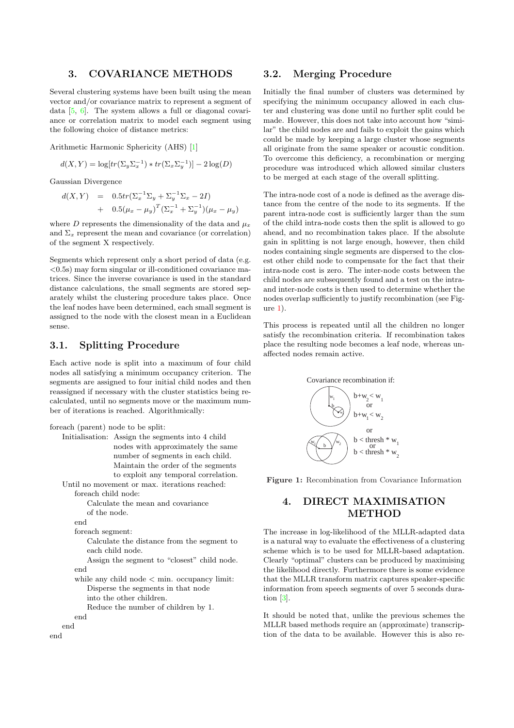## 3. COVARIANCE METHODS

Several clustering systems have been built using the mean vector and/or covariance matrix to represent a segment of data [5, 6]. The system allows a full or diagonal covariance or correlation matrix to model each segment using the following choice of distance metrics:

Arithmetic Harmonic Sphericity (AHS) [1]

$$d(X,Y) = \log[tr(\Sigma_y \Sigma_x^{-1}) * tr(\Sigma_x \Sigma_y^{-1})] - 2\log(D)$$

Gaussian Divergence

$$\begin{aligned} d(X,Y) &= 0.5 tr(\Sigma_x^{-1}\Sigma_y + \Sigma_y^{-1}\Sigma_x - 2I) \\ &+ 0.5(\mu_x - \mu_y)^T(\Sigma_x^{-1} + \Sigma_y^{-1})(\mu_x - \mu_y) \end{aligned}$$

where $D$ represents the dimensionality of the data and $\mu_x$ and $\Sigma_x$ represent the mean and covariance (or correlation) of the segment X respectively.

Segments which represent only a short period of data (e.g. <0.5s) may form singular or ill-conditioned covariance matrices. Since the inverse covariance is used in the standard distance calculations, the small segments are stored separately whilst the clustering procedure takes place. Once the leaf nodes have been determined, each small segment is assigned to the node with the closest mean in a Euclidean sense.

### 3.1. Splitting Procedure

Each active node is split into a maximum of four child nodes all satisfying a minimum occupancy criterion. The segments are assigned to four initial child nodes and then reassigned if necessary with the cluster statistics being recalculated, until no segments move or the maximum number of iterations is reached. Algorithmically:

```
foreach (parent) node to be split:
    Initialisation: Assign the segments into 4 child
                    nodes with approximately the same
                    number of segments in each child.
                    Maintain the order of the segments
                    to exploit any temporal correlation.
    Until no movement or max. iterations reached:
        foreach child node:
            Calculate the mean and covariance
            of the node.
        end
        foreach segment:
            Calculate the distance from the segment to
            each child node.
            Assign the segment to "closest" child node.
        end
        while any child node < min. occupancy limit:
            Disperse the segments in that node
            into the other children.
            Reduce the number of children by 1.
        end
    end
end
```

### 3.2. Merging Procedure

Initially the final number of clusters was determined by specifying the minimum occupancy allowed in each cluster and clustering was done until no further split could be made. However, this does not take into account how "similar" the child nodes are and fails to exploit the gains which could be made by keeping a large cluster whose segments all originate from the same speaker or acoustic condition. To overcome this deficiency, a recombination or merging procedure was introduced which allowed similar clusters to be merged at each stage of the overall splitting.

The intra-node cost of a node is defined as the average distance from the centre of the node to its segments. If the parent intra-node cost is sufficiently larger than the sum of the child intra-node costs then the split is allowed to go ahead, and no recombination takes place. If the absolute gain in splitting is not large enough, however, then child nodes containing single segments are dispersed to the closest other child node to compensate for the fact that their intra-node cost is zero. The inter-node costs between the child nodes are subsequently found and a test on the intra- and inter-node costs is then used to determine whether the nodes overlap sufficiently to justify recombination (see Figure 1).

This process is repeated until all the children no longer satisfy the recombination criteria. If recombination takes place the resulting node becomes a leaf node, whereas unaffected nodes remain active.

Covariance recombination if: $b+w_2 < w_1$ or $b+w_1 < w_2$ or $b <$ thresh $* w_1$ or $b <$ thresh $* w_2$

**Figure 1:** Recombination from Covariance Information

## 4. DIRECT MAXIMISATION METHOD

The increase in log-likelihood of the MLLR-adapted data is a natural way to evaluate the effectiveness of a clustering scheme which is to be used for MLLR-based adaptation. Clearly "optimal" clusters can be produced by maximising the likelihood directly. Furthermore there is some evidence that the MLLR transform matrix captures speaker-specific information from speech segments of over 5 seconds duration [3].

It should be noted that, unlike the previous schemes the MLLR based methods require an (approximate) transcription of the data to be available. However this is also re-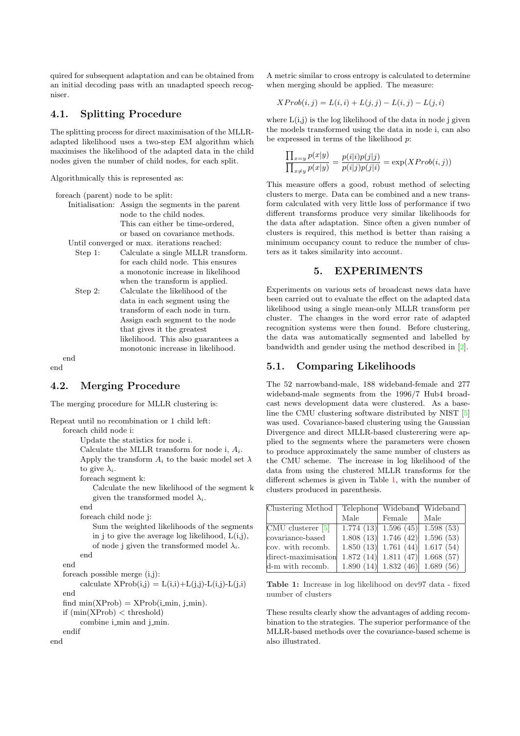quired for subsequent adaptation and can be obtained from an initial decoding pass with an unadapted speech recogniser.

## 4.1. Splitting Procedure

The splitting process for direct maximisation of the MLLR-adapted likelihood uses a two-step EM algorithm which maximises the likelihood of the adapted data in the child nodes given the number of child nodes, for each split.

Algorithmically this is represented as:

```
foreach (parent) node to be split:
    Initialisation: Assign the segments in the parent
                    node to the child nodes.
                    This can either be time-ordered,
                    or based on covariance methods.
    Until converged or max. iterations reached:
      Step 1:       Calculate a single MLLR transform.
                    for each child node. This ensures
                    a monotonic increase in likelihood
                    when the transform is applied.
      Step 2:       Calculate the likelihood of the
                    data in each segment using the
                    transform of each node in turn.
                    Assign each segment to the node
                    that gives it the greatest
                    likelihood. This also guarantees a
                    monotonic increase in likelihood.
    end
end
```

## 4.2. Merging Procedure

The merging procedure for MLLR clustering is:

```
Repeat until no recombination or 1 child left:
    foreach child node i:
        Update the statistics for node i.
        Calculate the MLLR transform for node i, A_i.
        Apply the transform A_i to the basic model set λ
        to give λ_i.
        foreach segment k:
            Calculate the new likelihood of the segment k
            given the transformed model λ_i.
        end
        foreach child node j:
            Sum the weighted likelihoods of the segments
            in j to give the average log likelihood, L(i,j),
            of node j given the transformed model λ_i.
        end
    end
    foreach possible merge (i,j):
        calculate XProb(i,j) = L(i,i)+L(j,j)-L(i,j)-L(j,i)
    end
    find min(XProb) = XProb(i_min, j_min).
    if (min(XProb) < threshold)
        combine i_min and j_min.
    endif
end
```

A metric similar to cross entropy is calculated to determine when merging should be applied. The measure:

$$XProb(i,j) = L(i,i) + L(j,j) - L(i,j) - L(j,i)$$

where L(i,j) is the log likelihood of the data in node j given the models transformed using the data in node i, can also be expressed in terms of the likelihood $p$:

$$\frac{\prod_{x=y} p(x|y)}{\prod_{x \neq y} p(x|y)} = \frac{p(i|i)p(j|j)}{p(i|j)p(j|i)} = \exp(XProb(i,j))$$

This measure offers a good, robust method of selecting clusters to merge. Data can be combined and a new transform calculated with very little loss of performance if two different transforms produce very similar likelihoods for the data after adaptation. Since often a given number of clusters is required, this method is better than raising a minimum occupancy count to reduce the number of clusters as it takes similarity into account.

# 5. EXPERIMENTS

Experiments on various sets of broadcast news data have been carried out to evaluate the effect on the adapted data likelihood using a single mean-only MLLR transform per cluster. The changes in the word error rate of adapted recognition systems were then found. Before clustering, the data was automatically segmented and labelled by bandwidth and gender using the method described in [2].

## 5.1. Comparing Likelihoods

The 52 narrowband-male, 188 wideband-female and 277 wideband-male segments from the 1996/7 Hub4 broadcast news development data were clustered. As a baseline the CMU clustering software distributed by NIST [5] was used. Covariance-based clustering using the Gaussian Divergence and direct MLLR-based clusterering were applied to the segments where the parameters were chosen to produce approximately the same number of clusters as the CMU scheme. The increase in log likelihood of the data from using the clustered MLLR transforms for the different schemes is given in Table 1, with the number of clusters produced in parenthesis.

| Clustering Method | Telephone Male | Wideband Female | Wideband Male |
|---|---|---|---|
| CMU clusterer [5] | 1.774 (13) | 1.596 (45) | 1.598 (53) |
| covariance-based | 1.808 (13) | 1.746 (42) | 1.596 (53) |
| cov. with recomb. | 1.850 (13) | 1.761 (44) | 1.617 (54) |
| direct-maximisation | 1.872 (14) | 1.811 (47) | 1.668 (57) |
| d-m with recomb. | 1.890 (14) | 1.832 (46) | 1.689 (56) |

**Table 1:** Increase in log likelihood on dev97 data - fixed number of clusters

These results clearly show the advantages of adding recombination to the strategies. The superior performance of the MLLR-based methods over the covariance-based scheme is also illustrated.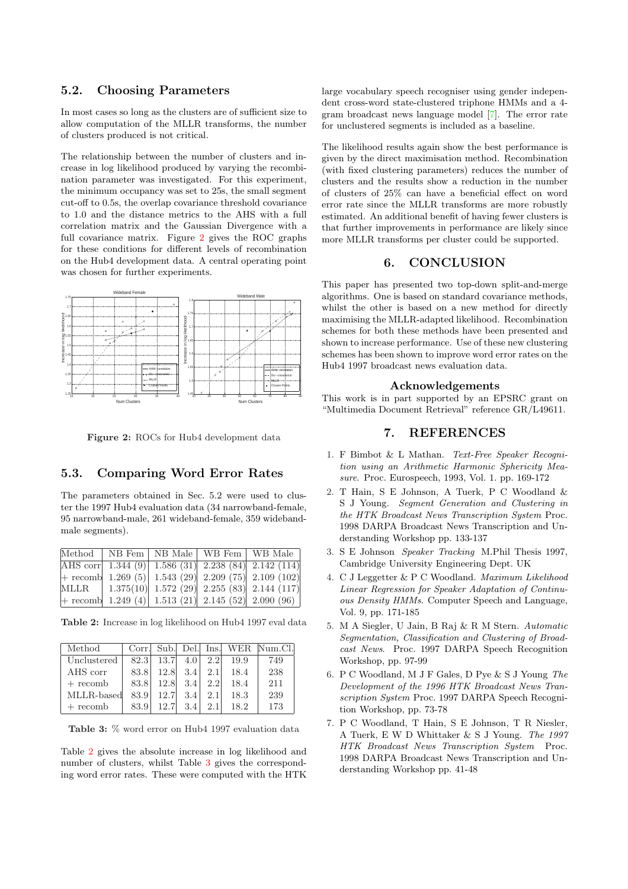## 5.2. Choosing Parameters

In most cases so long as the clusters are of sufficient size to allow computation of the MLLR transforms, the number of clusters produced is not critical.

The relationship between the number of clusters and increase in log likelihood produced by varying the recombination parameter was investigated. For this experiment, the minimum occupancy was set to 25s, the small segment cut-off to 0.5s, the overlap covariance threshold covariance to 1.0 and the distance metrics to the AHS with a full correlation matrix and the Gaussian Divergence with a full covariance matrix. Figure 2 gives the ROC graphs for these conditions for different levels of recombination on the Hub4 development data. A central operating point was chosen for further experiments.

Wideband Female

Increase in log likelihood

Num Clusters

AHM-correlation
Div-covariance
MLLR
Chosen Points

Wideband Male

Increase in log likelihood

Num Clusters

AHM-correlation
Div-covariance
MLLR
Chosen Points

**Figure 2:** ROCs for Hub4 development data

## 5.3. Comparing Word Error Rates

The parameters obtained in Sec. 5.2 were used to cluster the 1997 Hub4 evaluation data (34 narrowband-female, 95 narrowband-male, 261 wideband-female, 359 wideband-male segments).

| Method | NB Fem | NB Male | WB Fem | WB Male |
|---|---|---|---|---|
| AHS corr | 1.344 (9) | 1.586 (31) | 2.238 (84) | 2.142 (114) |
| + recomb | 1.269 (5) | 1.543 (29) | 2.209 (75) | 2.109 (102) |
| MLLR | 1.375(10) | 1.572 (29) | 2.255 (83) | 2.144 (117) |
| + recomb | 1.249 (4) | 1.513 (21) | 2.145 (52) | 2.090 (96) |

**Table 2:** Increase in log likelihood on Hub4 1997 eval data

| Method | Corr. | Sub. | Del. | Ins. | WER | Num.Cl. |
|---|---|---|---|---|---|---|
| Unclustered | 82.3 | 13.7 | 4.0 | 2.2 | 19.9 | 749 |
| AHS corr | 83.8 | 12.8 | 3.4 | 2.1 | 18.4 | 238 |
| + recomb | 83.8 | 12.8 | 3.4 | 2.2 | 18.4 | 211 |
| MLLR-based | 83.9 | 12.7 | 3.4 | 2.1 | 18.3 | 239 |
| + recomb | 83.9 | 12.7 | 3.4 | 2.1 | 18.2 | 173 |

**Table 3:** % word error on Hub4 1997 evaluation data

Table 2 gives the absolute increase in log likelihood and number of clusters, whilst Table 3 gives the corresponding word error rates. These were computed with the HTK large vocabulary speech recogniser using gender independent cross-word state-clustered triphone HMMs and a 4-gram broadcast news language model [7]. The error rate for unclustered segments is included as a baseline.

The likelihood results again show the best performance is given by the direct maximisation method. Recombination (with fixed clustering parameters) reduces the number of clusters and the results show a reduction in the number of clusters of 25% can have a beneficial effect on word error rate since the MLLR transforms are more robustly estimated. An additional benefit of having fewer clusters is that further improvements in performance are likely since more MLLR transforms per cluster could be supported.

# 6. CONCLUSION

This paper has presented two top-down split-and-merge algorithms. One is based on standard covariance methods, whilst the other is based on a new method for directly maximising the MLLR-adapted likelihood. Recombination schemes for both these methods have been presented and shown to increase performance. Use of these new clustering schemes has been shown to improve word error rates on the Hub4 1997 broadcast news evaluation data.

### Acknowledgements

This work is in part supported by an EPSRC grant on "Multimedia Document Retrieval" reference GR/L49611.

# 7. REFERENCES

1. F Bimbot & L Mathan. *Text-Free Speaker Recognition using an Arithmetic Harmonic Sphericity Measure.* Proc. Eurospeech, 1993, Vol. 1. pp. 169-172
2. T Hain, S E Johnson, A Tuerk, P C Woodland & S J Young. *Segment Generation and Clustering in the HTK Broadcast News Transcription System* Proc. 1998 DARPA Broadcast News Transcription and Understanding Workshop pp. 133-137
3. S E Johnson *Speaker Tracking* M.Phil Thesis 1997, Cambridge University Engineering Dept. UK
4. C J Leggetter & P C Woodland. *Maximum Likelihood Linear Regression for Speaker Adaptation of Continuous Density HMMs.* Computer Speech and Language, Vol. 9, pp. 171-185
5. M A Siegler, U Jain, B Raj & R M Stern. *Automatic Segmentation, Classification and Clustering of Broadcast News.* Proc. 1997 DARPA Speech Recognition Workshop, pp. 97-99
6. P C Woodland, M J F Gales, D Pye & S J Young *The Development of the 1996 HTK Broadcast News Transcription System* Proc. 1997 DARPA Speech Recognition Workshop, pp. 73-78
7. P C Woodland, T Hain, S E Johnson, T R Niesler, A Tuerk, E W D Whittaker & S J Young. *The 1997 HTK Broadcast News Transcription System* Proc. 1998 DARPA Broadcast News Transcription and Understanding Workshop pp. 41-48